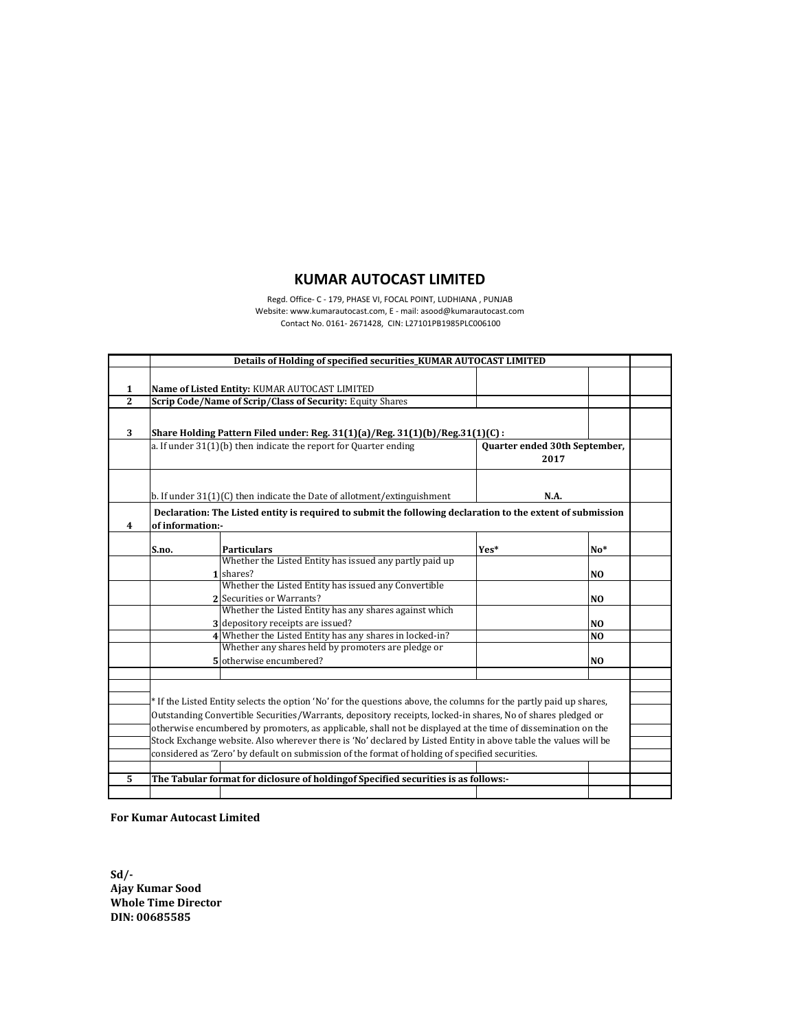# KUMAR AUTOCAST LIMITED

Regd. Office- C - 179, PHASE VI, FOCAL POINT, LUDHIANA , PUNJAB
Website: www.kumarautocast.com, E - mail: asood@kumarautocast.com
Contact No. 0161- 2671428, CIN: L27101PB1985PLC006100

| | **Details of Holding of specified securities_KUMAR AUTOCAST LIMITED** | | | |
|---|---|---|---|---|
| **1** | **Name of Listed Entity:** KUMAR AUTOCAST LIMITED | | | |
| **2** | **Scrip Code/Name of Scrip/Class of Security:** Equity Shares | | | |
| **3** | **Share Holding Pattern Filed under: Reg. 31(1)(a)/Reg. 31(1)(b)/Reg.31(1)(C) :** | | | |
| | a. If under 31(1)(b) then indicate the report for Quarter ending | **Quarter ended 30th September, 2017** | | |
| | b. If under 31(1)(C) then indicate the Date of allotment/extinguishment | **N.A.** | | |
| **4** | **Declaration: The Listed entity is required to submit the following declaration to the extent of submission of information:-** | | | |

| S.no. | Particulars | Yes* | No* |
|---|---|---|---|
| 1 | Whether the Listed Entity has issued any partly paid up shares? | | **NO** |
| 2 | Whether the Listed Entity has issued any Convertible Securities or Warrants? | | **NO** |
| 3 | Whether the Listed Entity has any shares against which depository receipts are issued? | | **NO** |
| 4 | Whether the Listed Entity has any shares in locked-in? | | **NO** |
| 5 | Whether any shares held by promoters are pledge or otherwise encumbered? | | **NO** |

* If the Listed Entity selects the option 'No' for the questions above, the columns for the partly paid up shares, Outstanding Convertible Securities/Warrants, depository receipts, locked-in shares, No of shares pledged or otherwise encumbered by promoters, as applicable, shall not be displayed at the time of dissemination on the Stock Exchange website. Also wherever there is 'No' declared by Listed Entity in above table the values will be considered as 'Zero' by default on submission of the format of holding of specified securities.

**5** **The Tabular format for diclosure of holdingof Specified securities is as follows:-**

**For Kumar Autocast Limited**

**Sd/-**
**Ajay Kumar Sood**
**Whole Time Director**
**DIN: 00685585**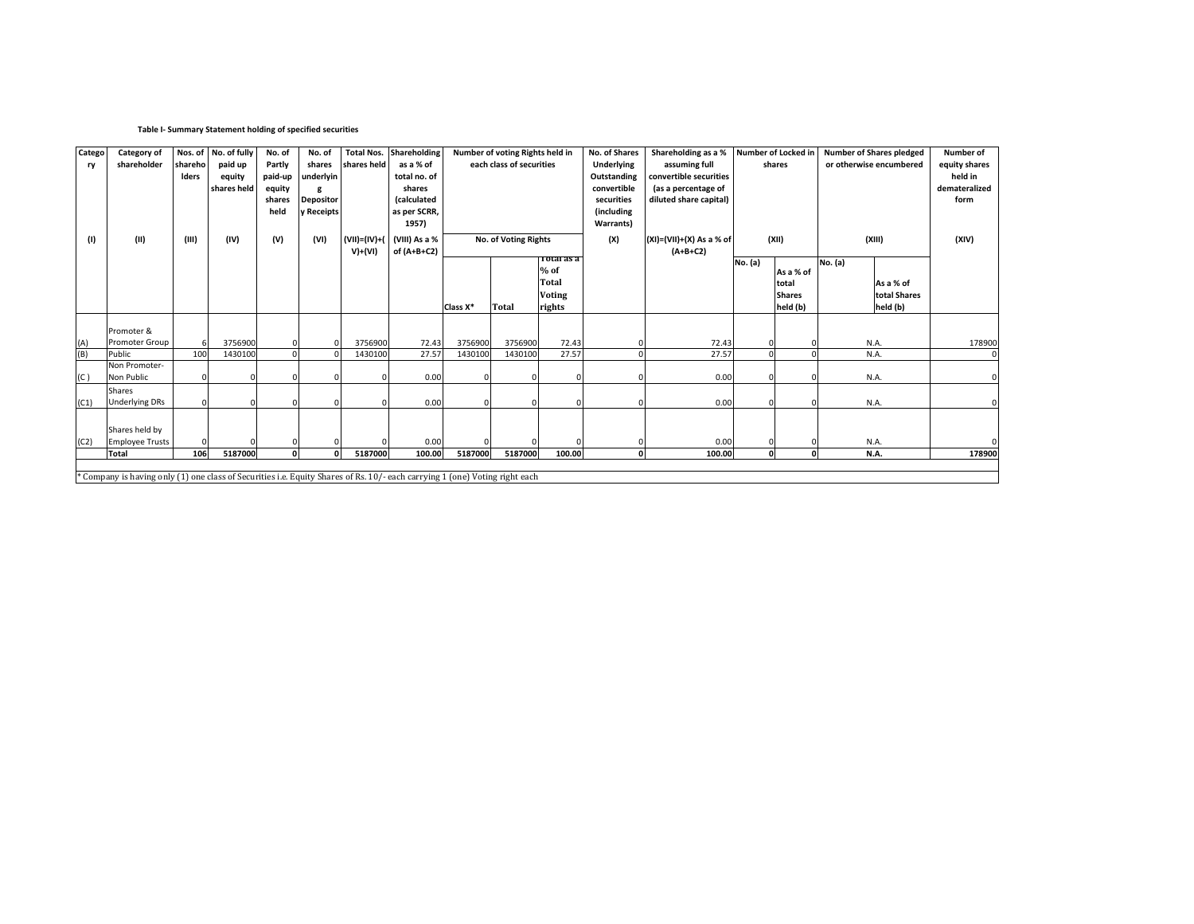**Table I- Summary Statement holding of specified securities**

| Category | Category of shareholder | Nos. of shareholders | No. of fully paid up equity shares held | No. of Partly paid-up equity shares held | No. of shares underlying Depository Receipts | Total Nos. shares held | Shareholding as a % of total no. of shares (calculated as per SCRR, 1957) | Number of voting Rights held in each class of securities | | | No. of Shares Underlying Outstanding convertible securities (including Warrants) | Shareholding as a % assuming full convertible securities (as a percentage of diluted share capital) | Number of Locked in shares | | Number of Shares pledged or otherwise encumbered | | Number of equity shares held in dematerialized form |
|---|---|---|---|---|---|---|---|---|---|---|---|---|---|---|---|---|---|
| (I) | (II) | (III) | (IV) | (V) | (VI) | (VII)=(IV)+(V)+(VI) | (VIII) As a % of (A+B+C2) | No. of Voting Rights | | | (X) | (XI)=(VII)+(X) As a % of (A+B+C2) | (XII) | | (XIII) | | (XIV) |
| | | | | | | | | Class X* | Total | Total as a % of Total Voting rights | | | No. (a) | As a % of total Shares held (b) | No. (a) | As a % of total Shares held (b) | |
| (A) | Promoter & Promoter Group | 6 | 3756900 | 0 | 0 | 3756900 | 72.43 | 3756900 | 3756900 | 72.43 | 0 | 72.43 | 0 | 0 | N.A. | | 178900 |
| (B) | Public | 100 | 1430100 | 0 | 0 | 1430100 | 27.57 | 1430100 | 1430100 | 27.57 | 0 | 27.57 | 0 | 0 | N.A. | | 0 |
| (C ) | Non Promoter- Non Public | 0 | 0 | 0 | 0 | 0 | 0.00 | 0 | 0 | 0 | 0 | 0.00 | 0 | 0 | N.A. | | 0 |
| (C1) | Shares Underlying DRs | 0 | 0 | 0 | 0 | 0 | 0.00 | 0 | 0 | 0 | 0 | 0.00 | 0 | 0 | N.A. | | 0 |
| (C2) | Shares held by Employee Trusts | 0 | 0 | 0 | 0 | 0 | 0.00 | 0 | 0 | 0 | 0 | 0.00 | 0 | 0 | N.A. | | 0 |
| | **Total** | **106** | **5187000** | **0** | **0** | **5187000** | **100.00** | **5187000** | **5187000** | **100.00** | **0** | **100.00** | **0** | **0** | **N.A.** | | **178900** |

* Company is having only (1) one class of Securities i.e. Equity Shares of Rs. 10/- each carrying 1 (one) Voting right each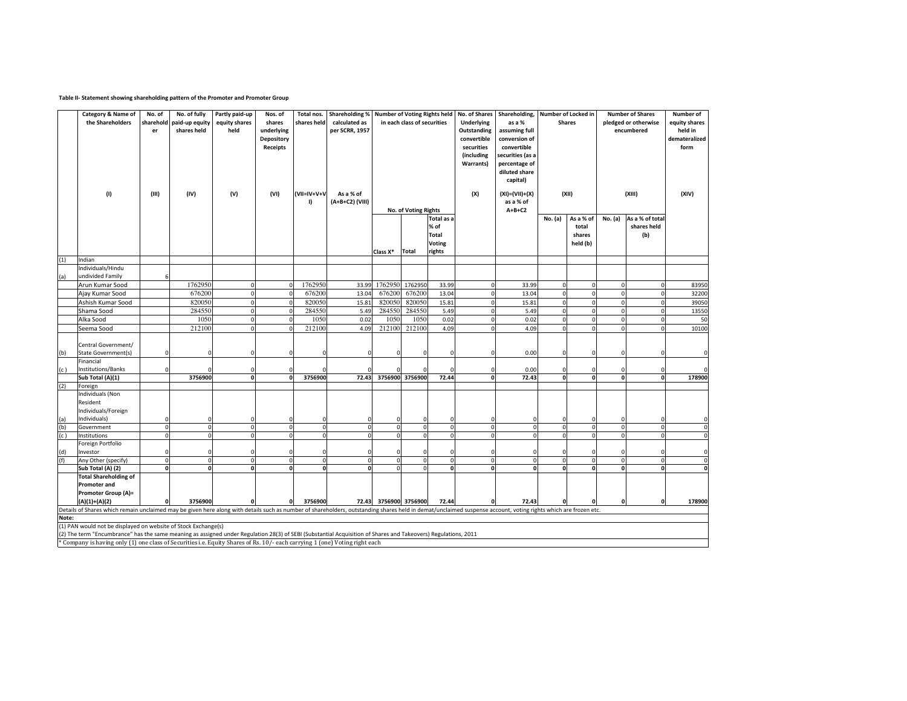**Table II- Statement showing shareholding pattern of the Promoter and Promoter Group**

| | Category & Name of the Shareholders | No. of shareholder | No. of fully paid-up equity shares held | Partly paid-up equity shares held | Nos. of shares underlying Depository Receipts | Total nos. shares held | Shareholding % calculated as per SCRR, 1957 | Number of Voting Rights held in each class of securities | | | No. of Shares Underlying Outstanding convertible securities (including Warrants) | Shareholding, as a % assuming full conversion of convertible securities (as a percentage of diluted share capital) | Number of Locked in Shares | | Number of Shares pledged or otherwise encumbered | | Number of equity shares held in dematerialized form |
|---|---|---|---|---|---|---|---|---|---|---|---|---|---|---|---|---|---|
| | (I) | (III) | (IV) | (V) | (VI) | (VII=IV+V+VI) | As a % of (A+B+C2) (VIII) | No. of Voting Rights | | | (X) | (XI)=(VII)+(X) as a % of A+B+C2 | (XII) | | (XIII) | | (XIV) |
| | | | | | | | | Class X* | Total | Total as a % of Total Voting rights | | | No. (a) | As a % of total shares held (b) | No. (a) | As a % of total shares held (b) | |
| (1) | Indian | | | | | | | | | | | | | | | | |
| (a) | Individuals/Hindu undivided Family | 6 | | | | | | | | | | | | | | | |
| | Arun Kumar Sood | | 1762950 | 0 | 0 | 1762950 | 33.99 | 1762950 | 1762950 | 33.99 | 0 | 33.99 | 0 | 0 | 0 | 0 | 83950 |
| | Ajay Kumar Sood | | 676200 | 0 | 0 | 676200 | 13.04 | 676200 | 676200 | 13.04 | 0 | 13.04 | 0 | 0 | 0 | 0 | 32200 |
| | Ashish Kumar Sood | | 820050 | 0 | 0 | 820050 | 15.81 | 820050 | 820050 | 15.81 | 0 | 15.81 | 0 | 0 | 0 | 0 | 39050 |
| | Shama Sood | | 284550 | 0 | 0 | 284550 | 5.49 | 284550 | 284550 | 5.49 | 0 | 5.49 | 0 | 0 | 0 | 0 | 13550 |
| | Alka Sood | | 1050 | 0 | 0 | 1050 | 0.02 | 1050 | 1050 | 0.02 | 0 | 0.02 | 0 | 0 | 0 | 0 | 50 |
| | Seema Sood | | 212100 | 0 | 0 | 212100 | 4.09 | 212100 | 212100 | 4.09 | 0 | 4.09 | 0 | 0 | 0 | 0 | 10100 |
| (b) | Central Government/ State Government(s) | 0 | 0 | 0 | 0 | 0 | 0 | 0 | 0 | 0 | 0 | 0.00 | 0 | 0 | 0 | 0 | 0 |
| (c ) | Financial Institutions/Banks | 0 | 0 | 0 | 0 | 0 | 0 | 0 | 0 | 0 | 0 | 0.00 | 0 | 0 | 0 | 0 | 0 |
| | **Sub Total (A)(1)** | | **3756900** | **0** | **0** | **3756900** | **72.43** | **3756900** | **3756900** | **72.44** | **0** | **72.43** | **0** | **0** | **0** | **0** | **178900** |
| (2) | Foreign | | | | | | | | | | | | | | | | |
| (a) | Individuals (Non Resident Individuals/Foreign Individuals) | 0 | 0 | 0 | 0 | 0 | 0 | 0 | 0 | 0 | 0 | 0 | 0 | 0 | 0 | 0 | 0 |
| (b) | Government | 0 | 0 | 0 | 0 | 0 | 0 | 0 | 0 | 0 | 0 | 0 | 0 | 0 | 0 | 0 | 0 |
| (c ) | Institutions | 0 | 0 | 0 | 0 | 0 | 0 | 0 | 0 | 0 | 0 | 0 | 0 | 0 | 0 | 0 | 0 |
| (d) | Foreign Portfolio Investor | 0 | 0 | 0 | 0 | 0 | 0 | 0 | 0 | 0 | 0 | 0 | 0 | 0 | 0 | 0 | 0 |
| (f) | Any Other (specify) | 0 | 0 | 0 | 0 | 0 | 0 | 0 | 0 | 0 | 0 | 0 | 0 | 0 | 0 | 0 | 0 |
| | **Sub Total (A) (2)** | **0** | **0** | **0** | **0** | **0** | **0** | 0 | 0 | **0** | **0** | **0** | **0** | **0** | **0** | **0** | **0** |
| | **Total Shareholding of Promoter and Promoter Group (A)= (A)(1)+(A)(2)** | **0** | **3756900** | **0** | **0** | **3756900** | **72.43** | **3756900** | **3756900** | **72.44** | **0** | **72.43** | **0** | **0** | **0** | **0** | **178900** |

Details of Shares which remain unclaimed may be given here along with details such as number of shareholders, outstanding shares held in demat/unclaimed suspense account, voting rights which are frozen etc.

**Note:**

(1) PAN would not be displayed on website of Stock Exchange(s)

(2) The term "Encumbrance" has the same meaning as assigned under Regulation 28(3) of SEBI (Substantial Acquisition of Shares and Takeovers) Regulations, 2011

* Company is having only (1) one class of Securities i.e. Equity Shares of Rs. 10/- each carrying 1 (one) Voting right each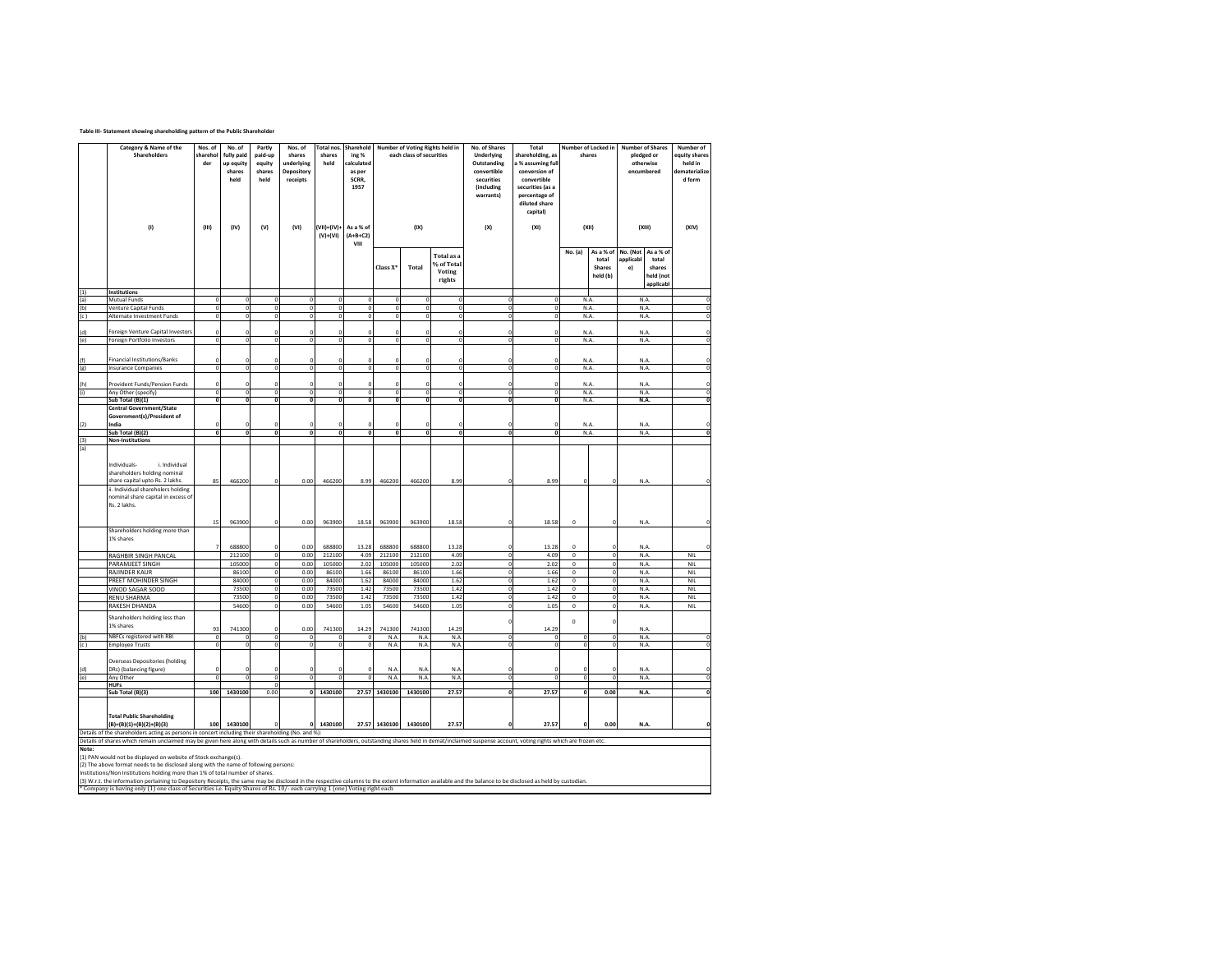**Table III- Statement showing shareholding pattern of the Public Shareholder**

| | Category & Name of the Shareholders | Nos. of shareholder | No. of fully paid up equity shares held | Partly paid-up equity shares held | Nos. of shares underlying Depository receipts | Total nos. shares held | Shareholding % calculated as per SCRR, 1957 | Number of Voting Rights held in each class of securities | | | No. of Shares Underlying Outstanding convertible securities (including warrants) | Total shareholding, as a % assuming full conversion of convertible securities (as a percentage of diluted share capital) | Number of Locked in shares | | Number of Shares pledged or otherwise encumbered | | Number of equity shares held in dematerialized form |
|---|---|---|---|---|---|---|---|---|---|---|---|---|---|---|---|---|---|
| | (I) | (III) | (IV) | (V) | (VI) | (VII)=(IV)+(V)+(VI) | As a % of (A+B+C2) VIII | (IX) | | | (X) | (XI) | (XII) | | (XIII) | | (XIV) |
| | | | | | | | | Class X* | Total | Total as a % of Total Voting rights | | | No. (a) | As a % of total Shares held (b) | No. (Not applicable) | As a % of total shares held (not applicabl | |
| (1) | **Institutions** | | | | | | | | | | | | | | | | |
| (a) | Mutual Funds | 0 | 0 | 0 | 0 | 0 | 0 | 0 | 0 | 0 | 0 | 0 | N.A. | | N.A. | | 0 |
| (b) | Venture Capital Funds | 0 | 0 | 0 | 0 | 0 | 0 | 0 | 0 | 0 | 0 | 0 | N.A. | | N.A. | | 0 |
| (c ) | Alternate Investment Funds | 0 | 0 | 0 | 0 | 0 | 0 | 0 | 0 | 0 | 0 | 0 | N.A. | | N.A. | | 0 |
| (d) | Foreign Venture Capital Investors | 0 | 0 | 0 | 0 | 0 | 0 | 0 | 0 | 0 | 0 | 0 | N.A. | | N.A. | | 0 |
| (e) | Foreign Portfolio Investors | 0 | 0 | 0 | 0 | 0 | 0 | 0 | 0 | 0 | 0 | 0 | N.A. | | N.A. | | 0 |
| (f) | Financial Institutions/Banks | 0 | 0 | 0 | 0 | 0 | 0 | 0 | 0 | 0 | 0 | 0 | N.A. | | N.A. | | 0 |
| (g) | Insurance Companies | 0 | 0 | 0 | 0 | 0 | 0 | 0 | 0 | 0 | 0 | 0 | N.A. | | N.A. | | 0 |
| (h) | Provident Funds/Pension Funds | 0 | 0 | 0 | 0 | 0 | 0 | 0 | 0 | 0 | 0 | 0 | N.A. | | N.A. | | 0 |
| (i) | Any Other (specify) | 0 | 0 | 0 | 0 | 0 | 0 | 0 | 0 | 0 | 0 | 0 | N.A. | | N.A. | | 0 |
| | **Sub Total (B)(1)** | **0** | **0** | **0** | **0** | **0** | **0** | **0** | **0** | **0** | **0** | **0** | N.A. | | **N.A.** | | **0** |
| (2) | **Central Government/State Government(s)/President of India** | 0 | 0 | 0 | 0 | 0 | 0 | 0 | 0 | 0 | 0 | 0 | N.A. | | N.A. | | 0 |
| | **Sub Total (B)(2)** | **0** | **0** | **0** | **0** | **0** | **0** | **0** | **0** | **0** | **0** | **0** | N.A. | | N.A. | | **0** |
| (3) | **Non-Institutions** | | | | | | | | | | | | | | | | |
| (a) | Individuals- i. Individual shareholders holding nominal share capital upto Rs. 2 lakhs. | 85 | 466200 | 0 | 0.00 | 466200 | 8.99 | 466200 | 466200 | 8.99 | 0 | 8.99 | 0 | 0 | N.A. | | 0 |
| | ii. Individual shareholders holding nominal share capital in excess of Rs. 2 lakhs. | 15 | 963900 | 0 | 0.00 | 963900 | 18.58 | 963900 | 963900 | 18.58 | 0 | 18.58 | 0 | 0 | N.A. | | 0 |
| | Shareholders holding more than 1% shares | 7 | 688800 | 0 | 0.00 | 688800 | 13.28 | 688800 | 688800 | 13.28 | 0 | 13.28 | 0 | 0 | N.A. | | 0 |
| | RAGHBIR SINGH PANCAL | | 212100 | 0 | 0.00 | 212100 | 4.09 | 212100 | 212100 | 4.09 | 0 | 4.09 | 0 | 0 | N.A. | | NIL |
| | PARAMJEET SINGH | | 105000 | 0 | 0.00 | 105000 | 2.02 | 105000 | 105000 | 2.02 | 0 | 2.02 | 0 | 0 | N.A. | | NIL |
| | RAJINDER KAUR | | 86100 | 0 | 0.00 | 86100 | 1.66 | 86100 | 86100 | 1.66 | 0 | 1.66 | 0 | 0 | N.A. | | NIL |
| | PREET MOHINDER SINGH | | 84000 | 0 | 0.00 | 84000 | 1.62 | 84000 | 84000 | 1.62 | 0 | 1.62 | 0 | 0 | N.A. | | NIL |
| | VINOD SAGAR SOOD | | 73500 | 0 | 0.00 | 73500 | 1.42 | 73500 | 73500 | 1.42 | 0 | 1.42 | 0 | 0 | N.A. | | NIL |
| | RENU SHARMA | | 73500 | 0 | 0.00 | 73500 | 1.42 | 73500 | 73500 | 1.42 | 0 | 1.42 | 0 | 0 | N.A. | | NIL |
| | RAKESH DHANDA | | 54600 | 0 | 0.00 | 54600 | 1.05 | 54600 | 54600 | 1.05 | 0 | 1.05 | 0 | 0 | N.A. | | NIL |
| | Shareholders holding less than 1% shares | 93 | 741300 | 0 | 0.00 | 741300 | 14.29 | 741300 | 741300 | 14.29 | 0 | 14.29 | 0 | 0 | N.A. | | |
| (b) | NBFCs registered with RBI | 0 | 0 | 0 | 0 | 0 | 0 | N.A. | N.A. | N.A. | 0 | 0 | 0 | 0 | N.A. | | 0 |
| (c ) | Employee Trusts | 0 | 0 | 0 | 0 | 0 | 0 | N.A. | N.A. | N.A. | 0 | 0 | 0 | 0 | N.A. | | 0 |
| (d) | Overseas Depositories (holding DRs) (balancing figure) | 0 | 0 | 0 | 0 | 0 | 0 | N.A. | N.A. | N.A. | 0 | 0 | 0 | 0 | N.A. | | 0 |
| (e) | Any Other | 0 | 0 | 0 | 0 | 0 | 0 | N.A. | N.A. | N.A. | 0 | 0 | 0 | 0 | N.A. | | 0 |
| | **HUFs** | | | 0 | | | | | | | | | | | | | |
| | **Sub Total (B)(3)** | **100** | **1430100** | **0.00** | **0** | **1430100** | **27.57** | **1430100** | **1430100** | **27.57** | **0** | **27.57** | **0** | **0.00** | **N.A.** | | **0** |
| | **Total Public Shareholding (B)=(B)(1)+(B)(2)+(B)(3)** | **100** | **1430100** | **0** | **0** | **1430100** | **27.57** | **1430100** | **1430100** | **27.57** | **0** | **27.57** | **0** | **0.00** | **N.A.** | | **0** |

Details of the shareholders acting as persons in concert including their shareholding (No. and %):

Details of shares which remain unclaimed may be given here along with details such as number of shareholders, outstanding shares held in demat/unclaimed suspense account, voting rights which are frozen etc.

**Note:**

(1) PAN would not be displayed on website of Stock exchange(s).

(2) The above format needs to be disclosed along with the name of following persons:

Institutions/Non Institutions holding more than 1% of total number of shares.

(3) W.r.t. the information pertaining to Depository Receipts, the same may be disclosed in the respective columns to the extent information available and the balance to be disclosed as held by custodian.

\* Company is having only (1) one class of Securities i.e. Equity Shares of Rs. 10/- each carrying 1 (one) Voting right each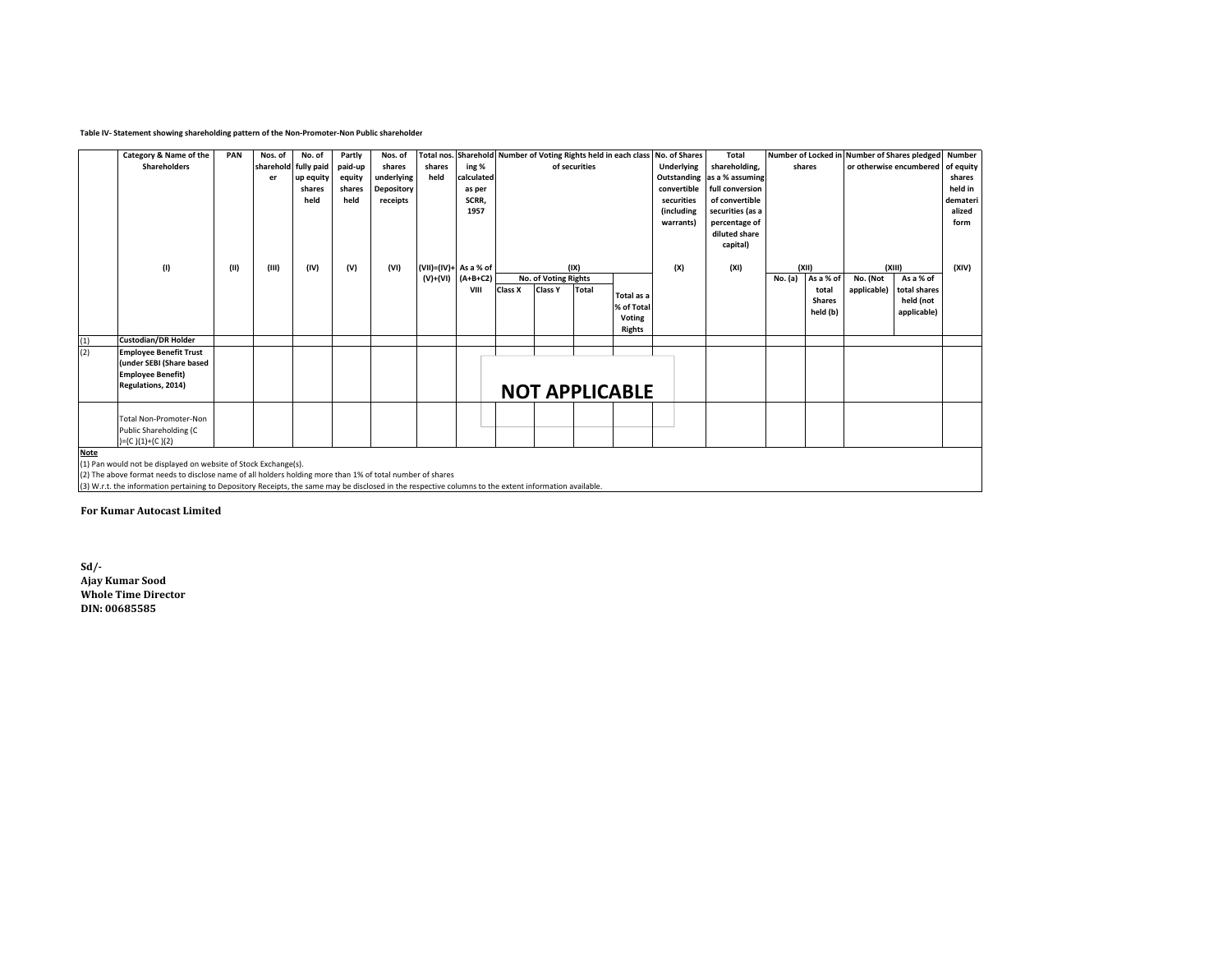**Table IV- Statement showing shareholding pattern of the Non-Promoter-Non Public shareholder**

| | Category & Name of the Shareholders | PAN | Nos. of shareholder | No. of fully paid up equity shares held | Partly paid-up equity shares held | Nos. of shares underlying Depository receipts | Total nos. shares held | Shareholding % calculated as per SCRR, 1957 | Number of Voting Rights held in each class of securities | | | | No. of Shares Underlying Outstanding convertible securities (including warrants) | Total shareholding, as a % assuming full conversion of convertible securities (as a percentage of diluted share capital) | Number of Locked in shares | | Number of Shares pledged or otherwise encumbered | | Number of equity shares held in dematerialized form |
|---|---|---|---|---|---|---|---|---|---|---|---|---|---|---|---|---|---|---|---|
| | (I) | (II) | (III) | (IV) | (V) | (VI) | (VII)=(IV)+(V)+(VI) | As a % of (A+B+C2) VIII | (IX) | | | | (X) | (XI) | (XII) | | (XIII) | | (XIV) |
| | | | | | | | | | No. of Voting Rights | | | Total as a % of Total Voting Rights | | | No. (a) | As a % of total Shares held (b) | No. (Not applicable) | As a % of total shares held (not applicable) | |
| | | | | | | | | | Class X | Class Y | Total | | | | | | | | |
| (1) | **Custodian/DR Holder** | | | | | | | | | | | | | | | | | | |
| (2) | **Employee Benefit Trust (under SEBI (Share based Employee Benefit) Regulations, 2014)** | | | | | | | | **NOT APPLICABLE** | | | | | | | | | | |
| | Total Non-Promoter-Non Public Shareholding (C)=(C)(1)+(C)(2) | | | | | | | | | | | | | | | | | | |

**Note**

(1) Pan would not be displayed on website of Stock Exchange(s).

(2) The above format needs to disclose name of all holders holding more than 1% of total number of shares

(3) W.r.t. the information pertaining to Depository Receipts, the same may be disclosed in the respective columns to the extent information available.

**For Kumar Autocast Limited**

**Sd/-**
**Ajay Kumar Sood**
**Whole Time Director**
**DIN: 00685585**